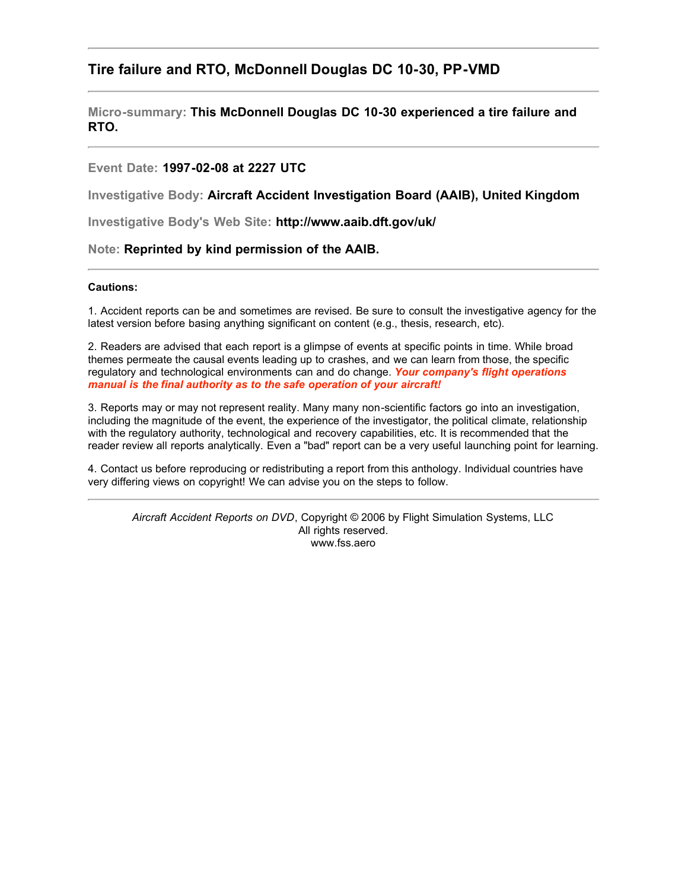## Tire failure and RTO, McDonnell Douglas DC 10-30, PP-VMD

---

**Micro-summary:** **This McDonnell Douglas DC 10-30 experienced a tire failure and RTO.**

---

**Event Date:** **1997-02-08 at 2227 UTC**

**Investigative Body:** **Aircraft Accident Investigation Board (AAIB), United Kingdom**

**Investigative Body's Web Site:** **http://www.aaib.dft.gov/uk/**

**Note:** **Reprinted by kind permission of the AAIB.**

---

**Cautions:**

1. Accident reports can be and sometimes are revised. Be sure to consult the investigative agency for the latest version before basing anything significant on content (e.g., thesis, research, etc).

2. Readers are advised that each report is a glimpse of events at specific points in time. While broad themes permeate the causal events leading up to crashes, and we can learn from those, the specific regulatory and technological environments can and do change. ***Your company's flight operations manual is the final authority as to the safe operation of your aircraft!***

3. Reports may or may not represent reality. Many many non-scientific factors go into an investigation, including the magnitude of the event, the experience of the investigator, the political climate, relationship with the regulatory authority, technological and recovery capabilities, etc. It is recommended that the reader review all reports analytically. Even a "bad" report can be a very useful launching point for learning.

4. Contact us before reproducing or redistributing a report from this anthology. Individual countries have very differing views on copyright! We can advise you on the steps to follow.

---

*Aircraft Accident Reports on DVD*, Copyright © 2006 by Flight Simulation Systems, LLC
All rights reserved.
www.fss.aero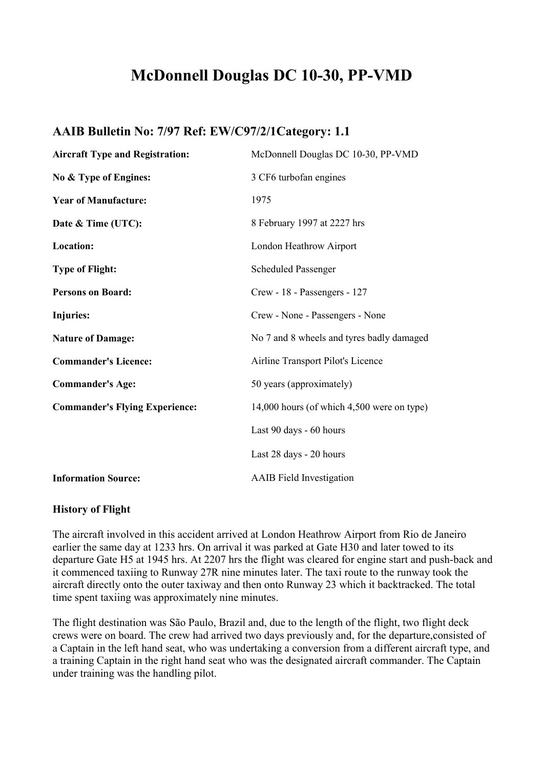# McDonnell Douglas DC 10-30, PP-VMD

## AAIB Bulletin No: 7/97 Ref: EW/C97/2/1Category: 1.1

| | |
|---|---|
| **Aircraft Type and Registration:** | McDonnell Douglas DC 10-30, PP-VMD |
| **No & Type of Engines:** | 3 CF6 turbofan engines |
| **Year of Manufacture:** | 1975 |
| **Date & Time (UTC):** | 8 February 1997 at 2227 hrs |
| **Location:** | London Heathrow Airport |
| **Type of Flight:** | Scheduled Passenger |
| **Persons on Board:** | Crew - 18 - Passengers - 127 |
| **Injuries:** | Crew - None - Passengers - None |
| **Nature of Damage:** | No 7 and 8 wheels and tyres badly damaged |
| **Commander's Licence:** | Airline Transport Pilot's Licence |
| **Commander's Age:** | 50 years (approximately) |
| **Commander's Flying Experience:** | 14,000 hours (of which 4,500 were on type) |
| | Last 90 days - 60 hours |
| | Last 28 days - 20 hours |
| **Information Source:** | AAIB Field Investigation |

**History of Flight**

The aircraft involved in this accident arrived at London Heathrow Airport from Rio de Janeiro earlier the same day at 1233 hrs. On arrival it was parked at Gate H30 and later towed to its departure Gate H5 at 1945 hrs. At 2207 hrs the flight was cleared for engine start and push-back and it commenced taxiing to Runway 27R nine minutes later. The taxi route to the runway took the aircraft directly onto the outer taxiway and then onto Runway 23 which it backtracked. The total time spent taxiing was approximately nine minutes.

The flight destination was São Paulo, Brazil and, due to the length of the flight, two flight deck crews were on board. The crew had arrived two days previously and, for the departure,consisted of a Captain in the left hand seat, who was undertaking a conversion from a different aircraft type, and a training Captain in the right hand seat who was the designated aircraft commander. The Captain under training was the handling pilot.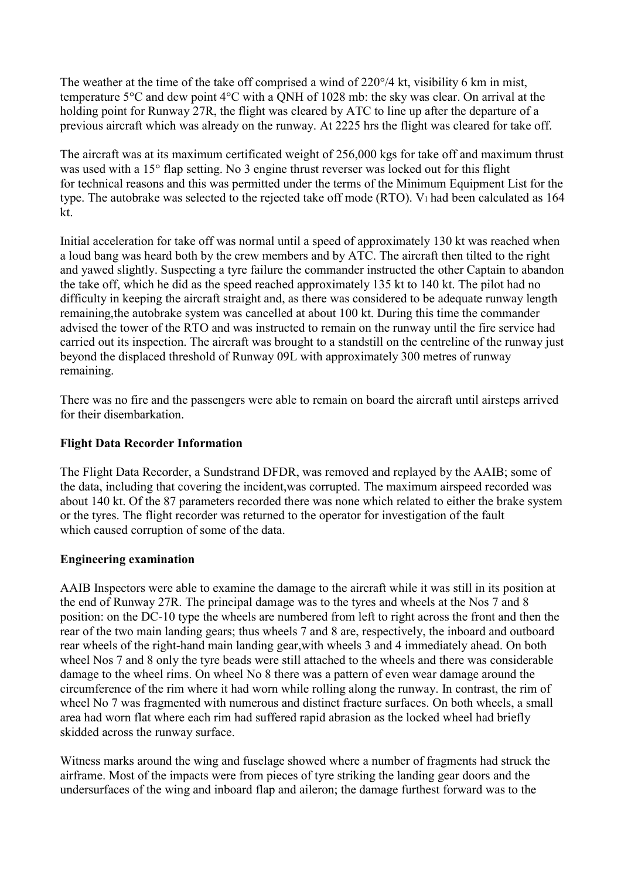The weather at the time of the take off comprised a wind of 220°/4 kt, visibility 6 km in mist, temperature 5°C and dew point 4°C with a QNH of 1028 mb: the sky was clear. On arrival at the holding point for Runway 27R, the flight was cleared by ATC to line up after the departure of a previous aircraft which was already on the runway. At 2225 hrs the flight was cleared for take off.

The aircraft was at its maximum certificated weight of 256,000 kgs for take off and maximum thrust was used with a 15° flap setting. No 3 engine thrust reverser was locked out for this flight for technical reasons and this was permitted under the terms of the Minimum Equipment List for the type. The autobrake was selected to the rejected take off mode (RTO). $V_1$ had been calculated as 164 kt.

Initial acceleration for take off was normal until a speed of approximately 130 kt was reached when a loud bang was heard both by the crew members and by ATC. The aircraft then tilted to the right and yawed slightly. Suspecting a tyre failure the commander instructed the other Captain to abandon the take off, which he did as the speed reached approximately 135 kt to 140 kt. The pilot had no difficulty in keeping the aircraft straight and, as there was considered to be adequate runway length remaining,the autobrake system was cancelled at about 100 kt. During this time the commander advised the tower of the RTO and was instructed to remain on the runway until the fire service had carried out its inspection. The aircraft was brought to a standstill on the centreline of the runway just beyond the displaced threshold of Runway 09L with approximately 300 metres of runway remaining.

There was no fire and the passengers were able to remain on board the aircraft until airsteps arrived for their disembarkation.

**Flight Data Recorder Information**

The Flight Data Recorder, a Sundstrand DFDR, was removed and replayed by the AAIB; some of the data, including that covering the incident,was corrupted. The maximum airspeed recorded was about 140 kt. Of the 87 parameters recorded there was none which related to either the brake system or the tyres. The flight recorder was returned to the operator for investigation of the fault which caused corruption of some of the data.

**Engineering examination**

AAIB Inspectors were able to examine the damage to the aircraft while it was still in its position at the end of Runway 27R. The principal damage was to the tyres and wheels at the Nos 7 and 8 position: on the DC-10 type the wheels are numbered from left to right across the front and then the rear of the two main landing gears; thus wheels 7 and 8 are, respectively, the inboard and outboard rear wheels of the right-hand main landing gear,with wheels 3 and 4 immediately ahead. On both wheel Nos 7 and 8 only the tyre beads were still attached to the wheels and there was considerable damage to the wheel rims. On wheel No 8 there was a pattern of even wear damage around the circumference of the rim where it had worn while rolling along the runway. In contrast, the rim of wheel No 7 was fragmented with numerous and distinct fracture surfaces. On both wheels, a small area had worn flat where each rim had suffered rapid abrasion as the locked wheel had briefly skidded across the runway surface.

Witness marks around the wing and fuselage showed where a number of fragments had struck the airframe. Most of the impacts were from pieces of tyre striking the landing gear doors and the undersurfaces of the wing and inboard flap and aileron; the damage furthest forward was to the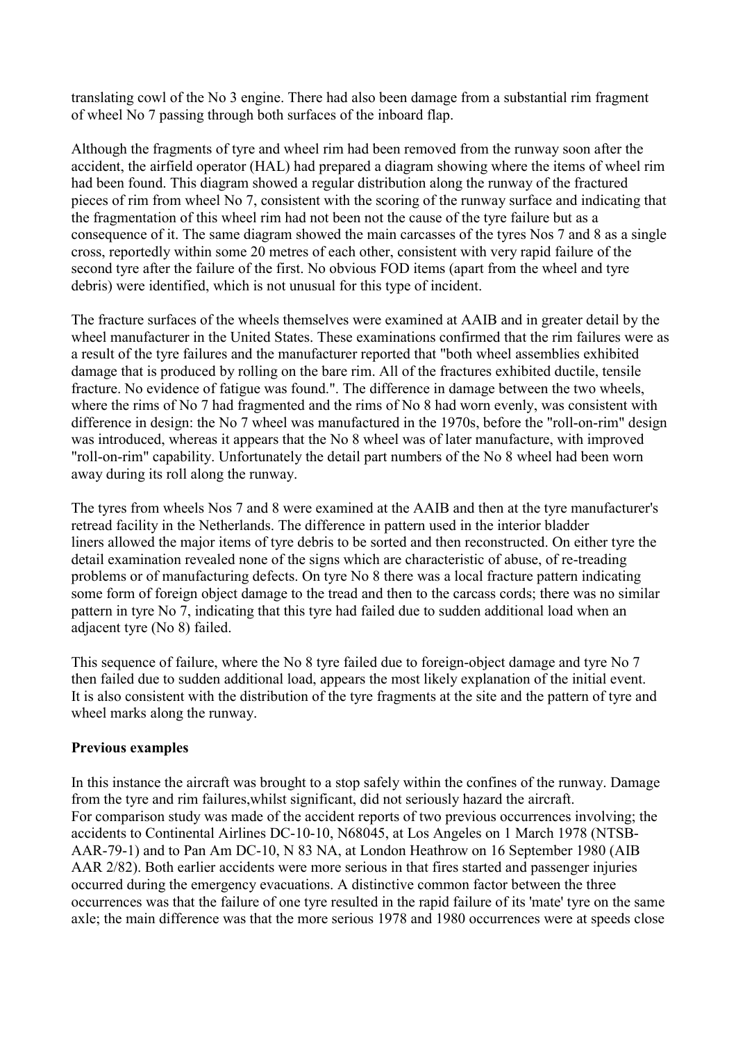translating cowl of the No 3 engine. There had also been damage from a substantial rim fragment of wheel No 7 passing through both surfaces of the inboard flap.

Although the fragments of tyre and wheel rim had been removed from the runway soon after the accident, the airfield operator (HAL) had prepared a diagram showing where the items of wheel rim had been found. This diagram showed a regular distribution along the runway of the fractured pieces of rim from wheel No 7, consistent with the scoring of the runway surface and indicating that the fragmentation of this wheel rim had not been not the cause of the tyre failure but as a consequence of it. The same diagram showed the main carcasses of the tyres Nos 7 and 8 as a single cross, reportedly within some 20 metres of each other, consistent with very rapid failure of the second tyre after the failure of the first. No obvious FOD items (apart from the wheel and tyre debris) were identified, which is not unusual for this type of incident.

The fracture surfaces of the wheels themselves were examined at AAIB and in greater detail by the wheel manufacturer in the United States. These examinations confirmed that the rim failures were as a result of the tyre failures and the manufacturer reported that "both wheel assemblies exhibited damage that is produced by rolling on the bare rim. All of the fractures exhibited ductile, tensile fracture. No evidence of fatigue was found.". The difference in damage between the two wheels, where the rims of No 7 had fragmented and the rims of No 8 had worn evenly, was consistent with difference in design: the No 7 wheel was manufactured in the 1970s, before the "roll-on-rim" design was introduced, whereas it appears that the No 8 wheel was of later manufacture, with improved "roll-on-rim" capability. Unfortunately the detail part numbers of the No 8 wheel had been worn away during its roll along the runway.

The tyres from wheels Nos 7 and 8 were examined at the AAIB and then at the tyre manufacturer's retread facility in the Netherlands. The difference in pattern used in the interior bladder liners allowed the major items of tyre debris to be sorted and then reconstructed. On either tyre the detail examination revealed none of the signs which are characteristic of abuse, of re-treading problems or of manufacturing defects. On tyre No 8 there was a local fracture pattern indicating some form of foreign object damage to the tread and then to the carcass cords; there was no similar pattern in tyre No 7, indicating that this tyre had failed due to sudden additional load when an adjacent tyre (No 8) failed.

This sequence of failure, where the No 8 tyre failed due to foreign-object damage and tyre No 7 then failed due to sudden additional load, appears the most likely explanation of the initial event. It is also consistent with the distribution of the tyre fragments at the site and the pattern of tyre and wheel marks along the runway.

**Previous examples**

In this instance the aircraft was brought to a stop safely within the confines of the runway. Damage from the tyre and rim failures,whilst significant, did not seriously hazard the aircraft.
For comparison study was made of the accident reports of two previous occurrences involving; the accidents to Continental Airlines DC-10-10, N68045, at Los Angeles on 1 March 1978 (NTSB-AAR-79-1) and to Pan Am DC-10, N 83 NA, at London Heathrow on 16 September 1980 (AIB AAR 2/82). Both earlier accidents were more serious in that fires started and passenger injuries occurred during the emergency evacuations. A distinctive common factor between the three occurrences was that the failure of one tyre resulted in the rapid failure of its 'mate' tyre on the same axle; the main difference was that the more serious 1978 and 1980 occurrences were at speeds close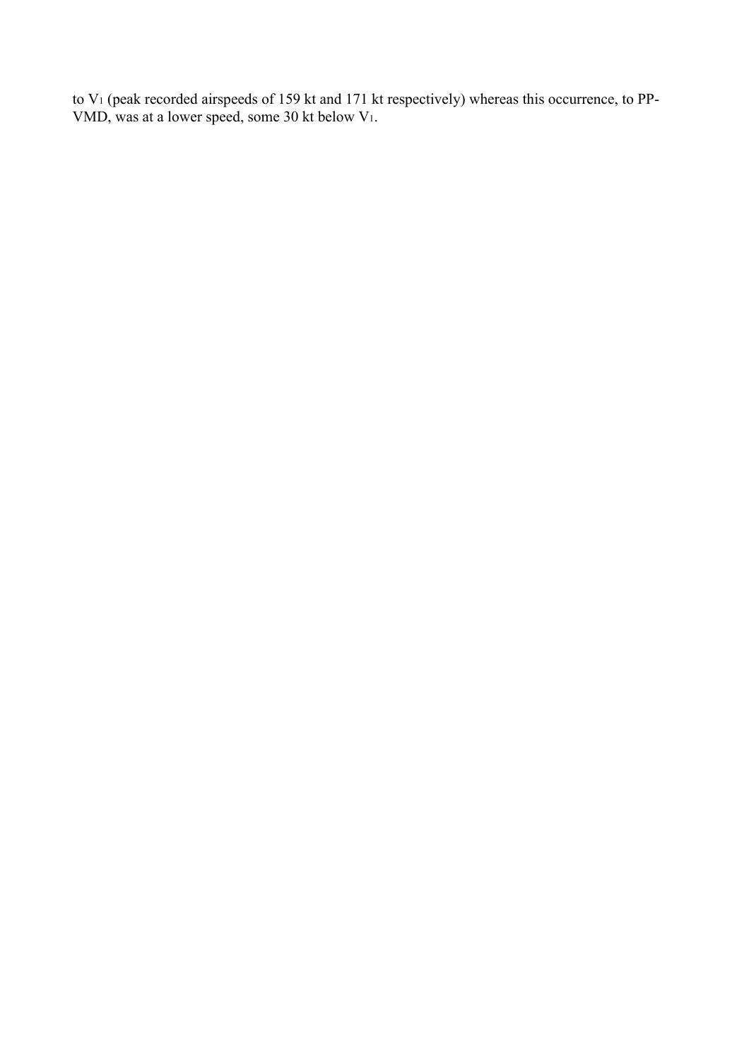to $V_1$ (peak recorded airspeeds of 159 kt and 171 kt respectively) whereas this occurrence, to PP-VMD, was at a lower speed, some 30 kt below $V_1$.